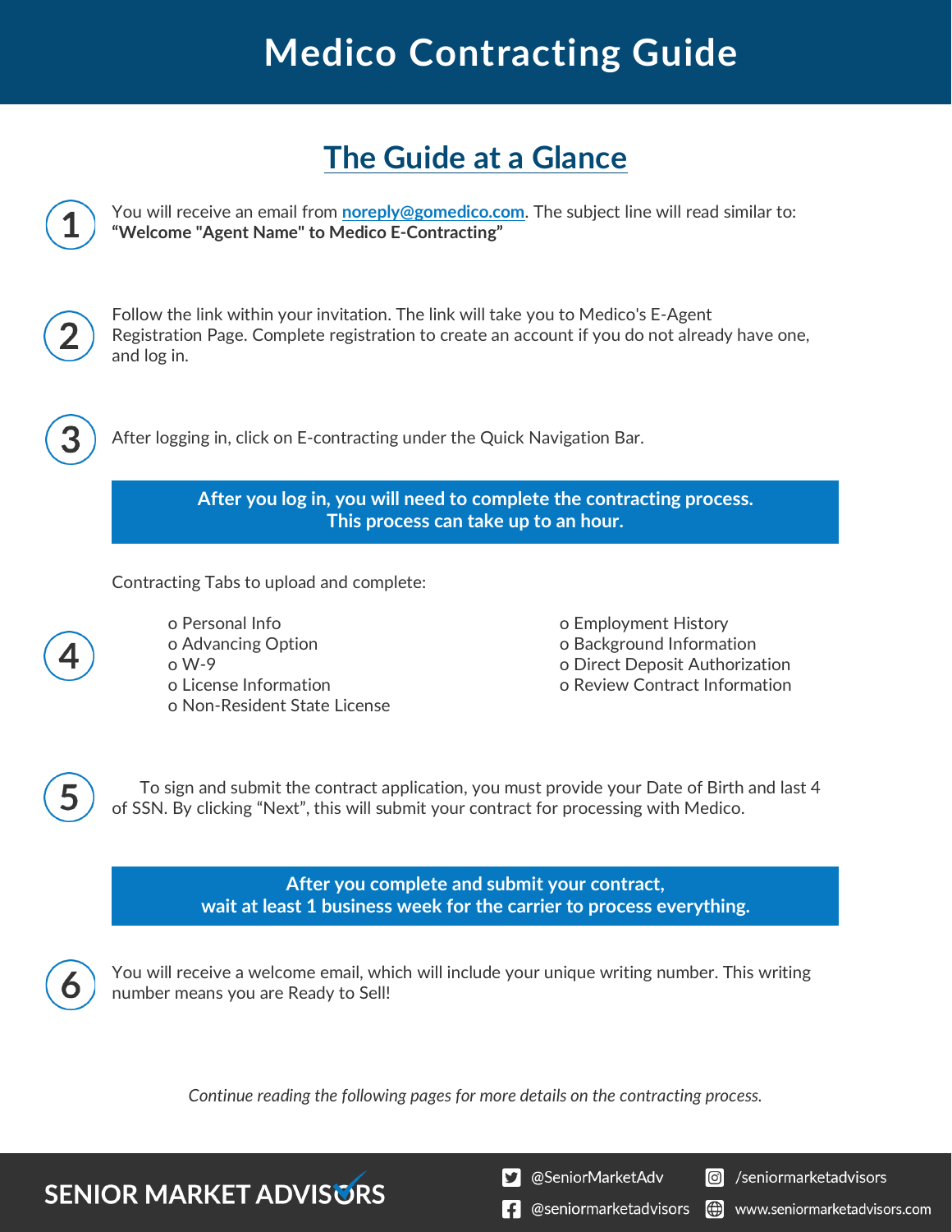# Medico Contracting Guide

## The Guide at a Glance

**1** You will receive an email from **noreply@gomedico.com**. The subject line will read similar to: **"Welcome "Agent Name" to Medico E-Contracting"**

**2** Follow the link within your invitation. The link will take you to Medico's E-Agent Registration Page. Complete registration to create an account if you do not already have one, and log in.

**3** After logging in, click on E-contracting under the Quick Navigation Bar.

**After you log in, you will need to complete the contracting process. This process can take up to an hour.**

**4** Contracting Tabs to upload and complete:

- Personal Info
- Advancing Option
- W-9
- License Information
- Non-Resident State License
- Employment History
- Background Information
- Direct Deposit Authorization
- Review Contract Information

**5** To sign and submit the contract application, you must provide your Date of Birth and last 4 of SSN. By clicking "Next", this will submit your contract for processing with Medico.

**After you complete and submit your contract, wait at least 1 business week for the carrier to process everything.**

**6** You will receive a welcome email, which will include your unique writing number. This writing number means you are Ready to Sell!

*Continue reading the following pages for more details on the contracting process.*

SENIOR MARKET ADVISORS

@SeniorMarketAdv | /seniormarketadvisors | @seniormarketadvisors | www.seniormarketadvisors.com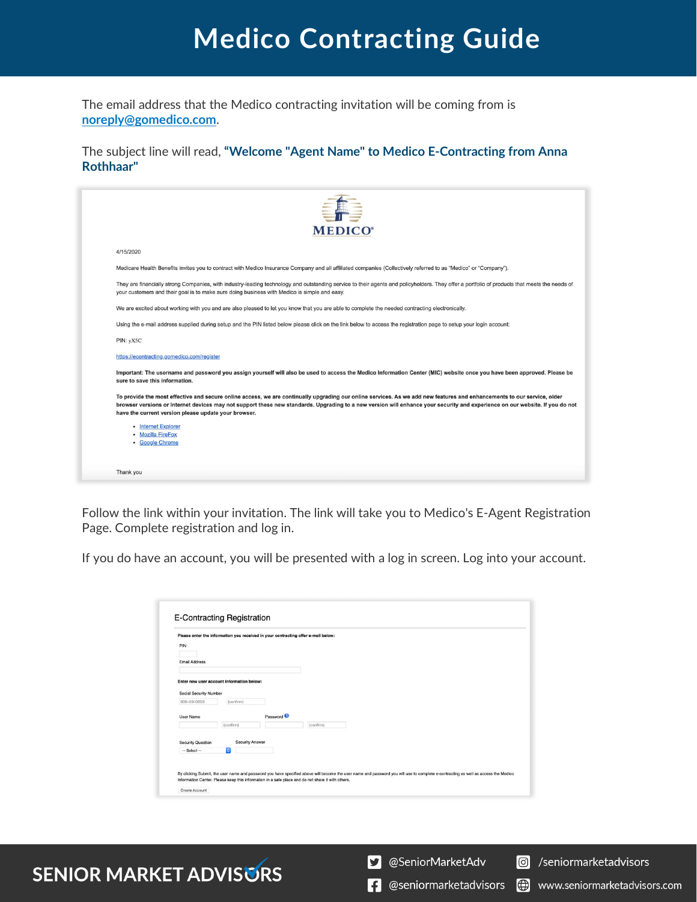# Medico Contracting Guide

The email address that the Medico contracting invitation will be coming from is **noreply@gomedico.com**.

The subject line will read, **"Welcome "Agent Name" to Medico E-Contracting from Anna Rothhaar"**

MEDICO®

4/15/2020

Medicare Health Benefits invites you to contract with Medico Insurance Company and all affiliated companies (Collectively referred to as "Medico" or "Company").

They are financially strong Companies, with industry-leading technology and outstanding service to their agents and policyholders. They offer a portfolio of products that meets the needs of your customers and their goal is to make sure doing business with Medico is simple and easy.

We are excited about working with you and are also pleased to let you know that you are able to complete the needed contracting electronically.

Using the e-mail address supplied during setup and the PIN listed below please click on the link below to access the registration page to setup your login account:

PIN: yX5C

https://econtracting.gomedico.com/register

**Important: The username and password you assign yourself will also be used to access the Medico Information Center (MIC) website once you have been approved. Please be sure to save this information.**

**To provide the most effective and secure online access, we are continually upgrading our online services. As we add new features and enhancements to our service, older browser versions or Internet devices may not support these new standards. Upgrading to a new version will enhance your security and experience on our website. If you do not have the current version please update your browser.**

- Internet Explorer
- Mozilla FireFox
- Google Chrome

Thank you

Follow the link within your invitation. The link will take you to Medico's E-Agent Registration Page. Complete registration and log in.

If you do have an account, you will be presented with a log in screen. Log into your account.

E-Contracting Registration

**Please enter the information you received in your contracting offer e-mail below:**

PIN

Email Address

**Enter new user account information below:**

Social Security Number
000-00-0000 (confirm)

User Name (confirm)
Password (confirm)

Security Question -- Select --
Security Answer

By clicking Submit, the user name and password you have specified above will become the user name and password you will use to complete e-contracting as well as access the Medico Information Center. Please keep this information in a safe place and do not share it with others.

Create Account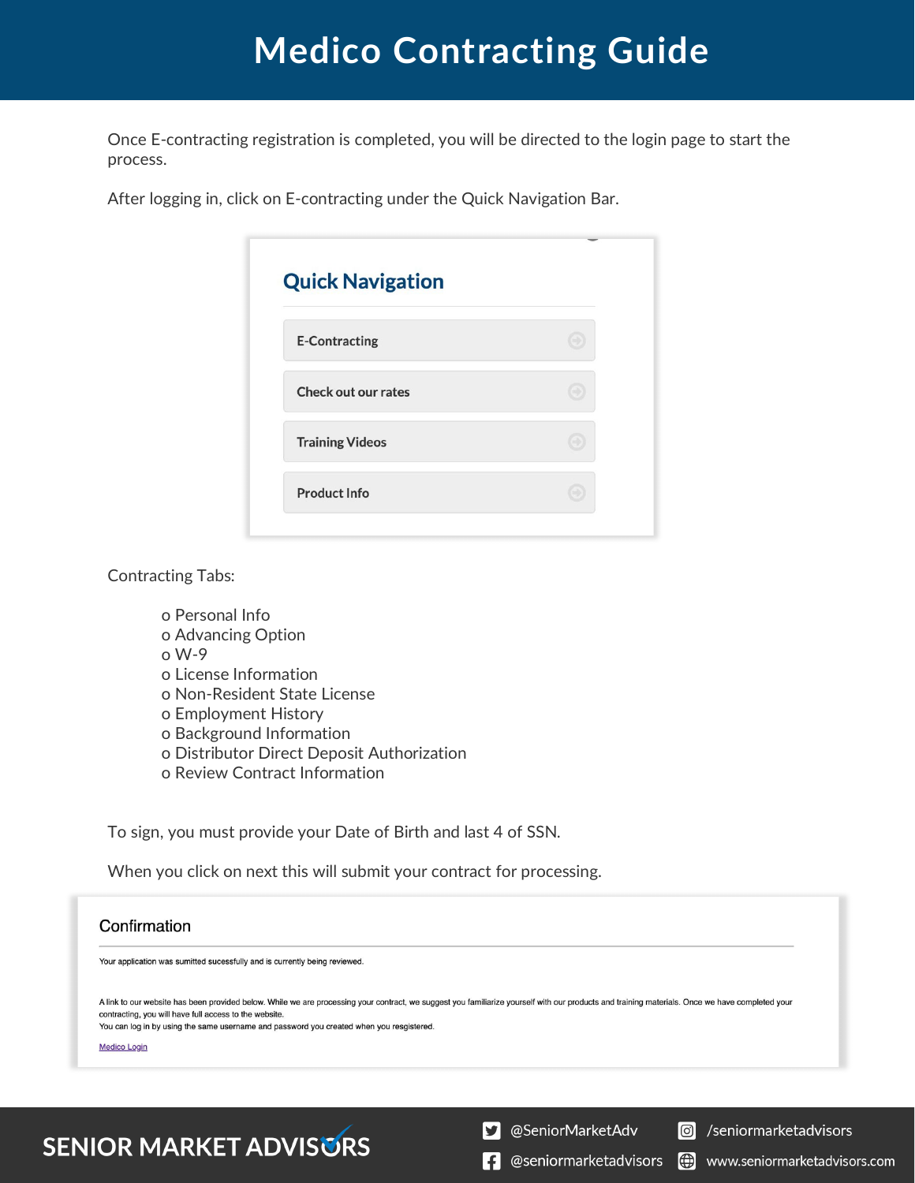# Medico Contracting Guide

Once E-contracting registration is completed, you will be directed to the login page to start the process.

After logging in, click on E-contracting under the Quick Navigation Bar.

**Quick Navigation**

- E-Contracting
- Check out our rates
- Training Videos
- Product Info

Contracting Tabs:

- o Personal Info
- o Advancing Option
- o W-9
- o License Information
- o Non-Resident State License
- o Employment History
- o Background Information
- o Distributor Direct Deposit Authorization
- o Review Contract Information

To sign, you must provide your Date of Birth and last 4 of SSN.

When you click on next this will submit your contract for processing.

**Confirmation**

Your application was sumitted sucessfully and is currently being reviewed.

A link to our website has been provided below. While we are processing your contract, we suggest you familiarize yourself with our products and training materials. Once we have completed your contracting, you will have full access to the website.
You can log in by using the same username and password you created when you resgistered.

Medico Login

SENIOR MARKET ADVISORS

@SeniorMarketAdv

/seniormarketadvisors

@seniormarketadvisors

www.seniormarketadvisors.com